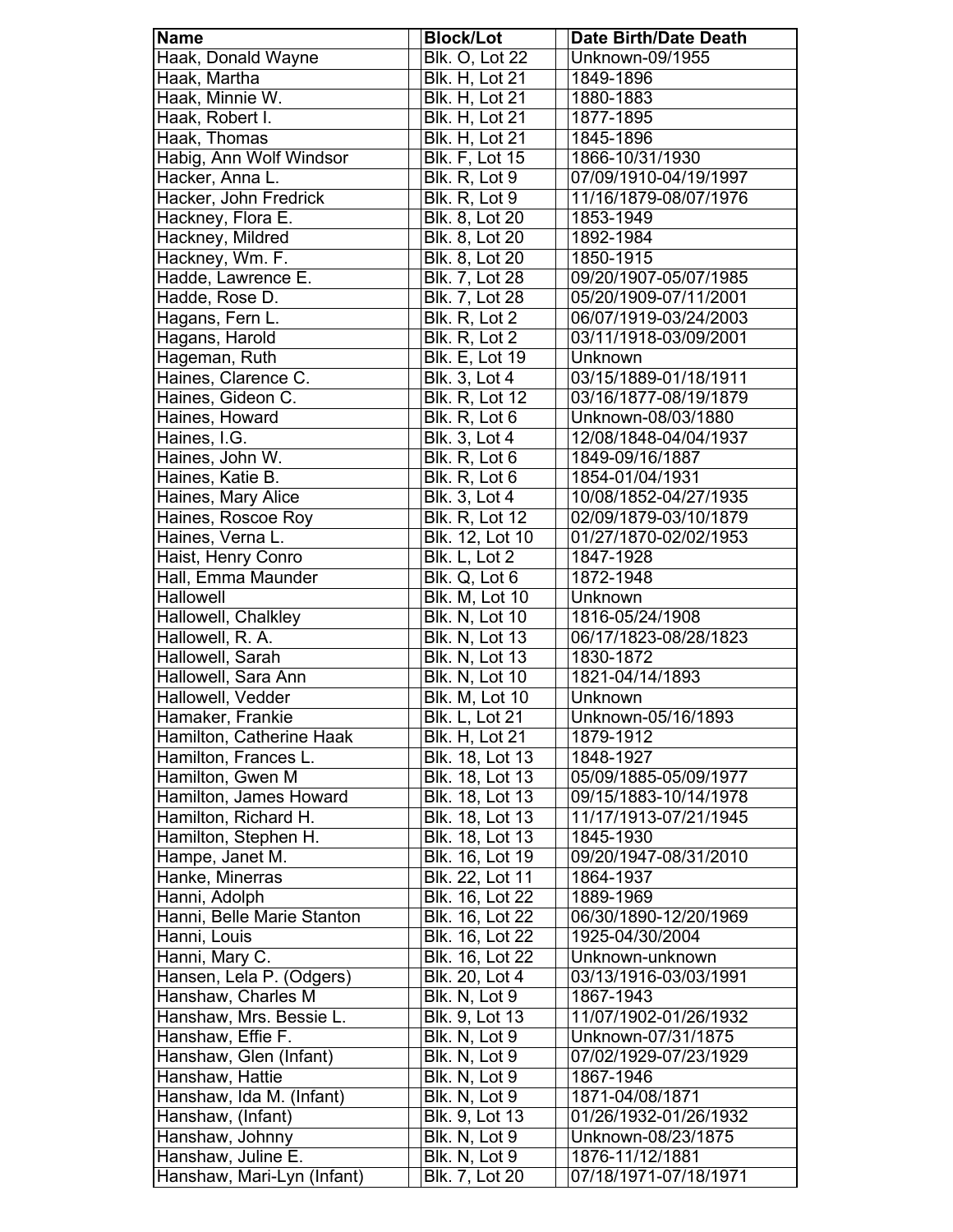| Name | Block/Lot | Date Birth/Date Death |
|---|---|---|
| Haak, Donald Wayne | Blk. O, Lot 22 | Unknown-09/1955 |
| Haak, Martha | Blk. H, Lot 21 | 1849-1896 |
| Haak, Minnie W. | Blk. H, Lot 21 | 1880-1883 |
| Haak, Robert I. | Blk. H, Lot 21 | 1877-1895 |
| Haak, Thomas | Blk. H, Lot 21 | 1845-1896 |
| Habig, Ann Wolf Windsor | Blk. F, Lot 15 | 1866-10/31/1930 |
| Hacker, Anna L. | Blk. R, Lot 9 | 07/09/1910-04/19/1997 |
| Hacker, John Fredrick | Blk. R, Lot 9 | 11/16/1879-08/07/1976 |
| Hackney, Flora E. | Blk. 8, Lot 20 | 1853-1949 |
| Hackney, Mildred | Blk. 8, Lot 20 | 1892-1984 |
| Hackney, Wm. F. | Blk. 8, Lot 20 | 1850-1915 |
| Hadde, Lawrence E. | Blk. 7, Lot 28 | 09/20/1907-05/07/1985 |
| Hadde, Rose D. | Blk. 7, Lot 28 | 05/20/1909-07/11/2001 |
| Hagans, Fern L. | Blk. R, Lot 2 | 06/07/1919-03/24/2003 |
| Hagans, Harold | Blk. R, Lot 2 | 03/11/1918-03/09/2001 |
| Hageman, Ruth | Blk. E, Lot 19 | Unknown |
| Haines, Clarence C. | Blk. 3, Lot 4 | 03/15/1889-01/18/1911 |
| Haines, Gideon C. | Blk. R, Lot 12 | 03/16/1877-08/19/1879 |
| Haines, Howard | Blk. R, Lot 6 | Unknown-08/03/1880 |
| Haines, I.G. | Blk. 3, Lot 4 | 12/08/1848-04/04/1937 |
| Haines, John W. | Blk. R, Lot 6 | 1849-09/16/1887 |
| Haines, Katie B. | Blk. R, Lot 6 | 1854-01/04/1931 |
| Haines, Mary Alice | Blk. 3, Lot 4 | 10/08/1852-04/27/1935 |
| Haines, Roscoe Roy | Blk. R, Lot 12 | 02/09/1879-03/10/1879 |
| Haines, Verna L. | Blk. 12, Lot 10 | 01/27/1870-02/02/1953 |
| Haist, Henry Conro | Blk. L, Lot 2 | 1847-1928 |
| Hall, Emma Maunder | Blk. Q, Lot 6 | 1872-1948 |
| Hallowell | Blk. M, Lot 10 | Unknown |
| Hallowell, Chalkley | Blk. N, Lot 10 | 1816-05/24/1908 |
| Hallowell, R. A. | Blk. N, Lot 13 | 06/17/1823-08/28/1823 |
| Hallowell, Sarah | Blk. N, Lot 13 | 1830-1872 |
| Hallowell, Sara Ann | Blk. N, Lot 10 | 1821-04/14/1893 |
| Hallowell, Vedder | Blk. M, Lot 10 | Unknown |
| Hamaker, Frankie | Blk. L, Lot 21 | Unknown-05/16/1893 |
| Hamilton, Catherine Haak | Blk. H, Lot 21 | 1879-1912 |
| Hamilton, Frances L. | Blk. 18, Lot 13 | 1848-1927 |
| Hamilton, Gwen M | Blk. 18, Lot 13 | 05/09/1885-05/09/1977 |
| Hamilton, James Howard | Blk. 18, Lot 13 | 09/15/1883-10/14/1978 |
| Hamilton, Richard H. | Blk. 18, Lot 13 | 11/17/1913-07/21/1945 |
| Hamilton, Stephen H. | Blk. 18, Lot 13 | 1845-1930 |
| Hampe, Janet M. | Blk. 16, Lot 19 | 09/20/1947-08/31/2010 |
| Hanke, Minerras | Blk. 22, Lot 11 | 1864-1937 |
| Hanni, Adolph | Blk. 16, Lot 22 | 1889-1969 |
| Hanni, Belle Marie Stanton | Blk. 16, Lot 22 | 06/30/1890-12/20/1969 |
| Hanni, Louis | Blk. 16, Lot 22 | 1925-04/30/2004 |
| Hanni, Mary C. | Blk. 16, Lot 22 | Unknown-unknown |
| Hansen, Lela P. (Odgers) | Blk. 20, Lot 4 | 03/13/1916-03/03/1991 |
| Hanshaw, Charles M | Blk. N, Lot 9 | 1867-1943 |
| Hanshaw, Mrs. Bessie L. | Blk. 9, Lot 13 | 11/07/1902-01/26/1932 |
| Hanshaw, Effie F. | Blk. N, Lot 9 | Unknown-07/31/1875 |
| Hanshaw, Glen (Infant) | Blk. N, Lot 9 | 07/02/1929-07/23/1929 |
| Hanshaw, Hattie | Blk. N, Lot 9 | 1867-1946 |
| Hanshaw, Ida M. (Infant) | Blk. N, Lot 9 | 1871-04/08/1871 |
| Hanshaw, (Infant) | Blk. 9, Lot 13 | 01/26/1932-01/26/1932 |
| Hanshaw, Johnny | Blk. N, Lot 9 | Unknown-08/23/1875 |
| Hanshaw, Juline E. | Blk. N, Lot 9 | 1876-11/12/1881 |
| Hanshaw, Mari-Lyn (Infant) | Blk. 7, Lot 20 | 07/18/1971-07/18/1971 |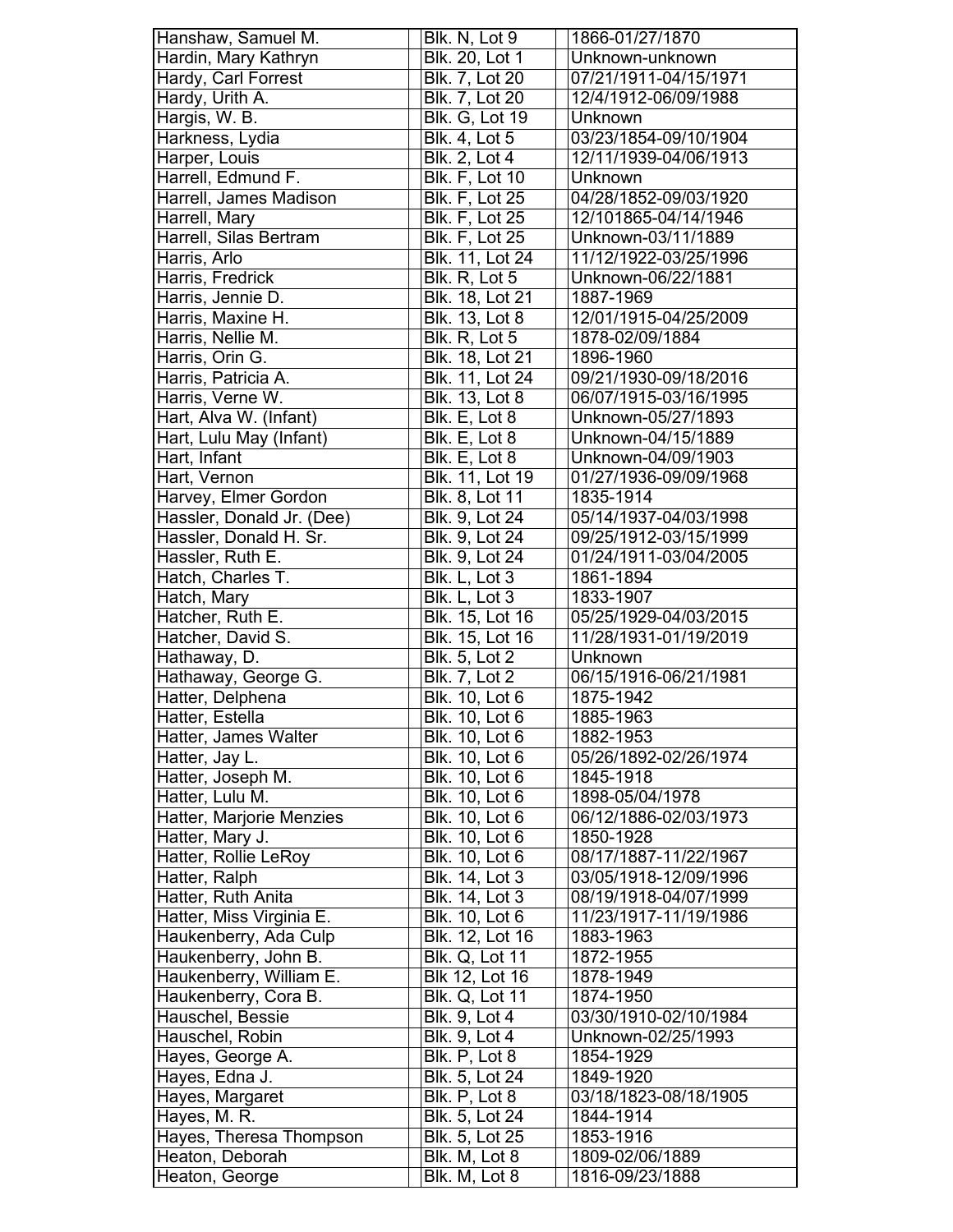| | | |
|---|---|---|
| Hanshaw, Samuel M. | Blk. N, Lot 9 | 1866-01/27/1870 |
| Hardin, Mary Kathryn | Blk. 20, Lot 1 | Unknown-unknown |
| Hardy, Carl Forrest | Blk. 7, Lot 20 | 07/21/1911-04/15/1971 |
| Hardy, Urith A. | Blk. 7, Lot 20 | 12/4/1912-06/09/1988 |
| Hargis, W. B. | Blk. G, Lot 19 | Unknown |
| Harkness, Lydia | Blk. 4, Lot 5 | 03/23/1854-09/10/1904 |
| Harper, Louis | Blk. 2, Lot 4 | 12/11/1939-04/06/1913 |
| Harrell, Edmund F. | Blk. F, Lot 10 | Unknown |
| Harrell, James Madison | Blk. F, Lot 25 | 04/28/1852-09/03/1920 |
| Harrell, Mary | Blk. F, Lot 25 | 12/101865-04/14/1946 |
| Harrell, Silas Bertram | Blk. F, Lot 25 | Unknown-03/11/1889 |
| Harris, Arlo | Blk. 11, Lot 24 | 11/12/1922-03/25/1996 |
| Harris, Fredrick | Blk. R, Lot 5 | Unknown-06/22/1881 |
| Harris, Jennie D. | Blk. 18, Lot 21 | 1887-1969 |
| Harris, Maxine H. | Blk. 13, Lot 8 | 12/01/1915-04/25/2009 |
| Harris, Nellie M. | Blk. R, Lot 5 | 1878-02/09/1884 |
| Harris, Orin G. | Blk. 18, Lot 21 | 1896-1960 |
| Harris, Patricia A. | Blk. 11, Lot 24 | 09/21/1930-09/18/2016 |
| Harris, Verne W. | Blk. 13, Lot 8 | 06/07/1915-03/16/1995 |
| Hart, Alva W. (Infant) | Blk. E, Lot 8 | Unknown-05/27/1893 |
| Hart, Lulu May (Infant) | Blk. E, Lot 8 | Unknown-04/15/1889 |
| Hart, Infant | Blk. E, Lot 8 | Unknown-04/09/1903 |
| Hart, Vernon | Blk. 11, Lot 19 | 01/27/1936-09/09/1968 |
| Harvey, Elmer Gordon | Blk. 8, Lot 11 | 1835-1914 |
| Hassler, Donald Jr. (Dee) | Blk. 9, Lot 24 | 05/14/1937-04/03/1998 |
| Hassler, Donald H. Sr. | Blk. 9, Lot 24 | 09/25/1912-03/15/1999 |
| Hassler, Ruth E. | Blk. 9, Lot 24 | 01/24/1911-03/04/2005 |
| Hatch, Charles T. | Blk. L, Lot 3 | 1861-1894 |
| Hatch, Mary | Blk. L, Lot 3 | 1833-1907 |
| Hatcher, Ruth E. | Blk. 15, Lot 16 | 05/25/1929-04/03/2015 |
| Hatcher, David S. | Blk. 15, Lot 16 | 11/28/1931-01/19/2019 |
| Hathaway, D. | Blk. 5, Lot 2 | Unknown |
| Hathaway, George G. | Blk. 7, Lot 2 | 06/15/1916-06/21/1981 |
| Hatter, Delphena | Blk. 10, Lot 6 | 1875-1942 |
| Hatter, Estella | Blk. 10, Lot 6 | 1885-1963 |
| Hatter, James Walter | Blk. 10, Lot 6 | 1882-1953 |
| Hatter, Jay L. | Blk. 10, Lot 6 | 05/26/1892-02/26/1974 |
| Hatter, Joseph M. | Blk. 10, Lot 6 | 1845-1918 |
| Hatter, Lulu M. | Blk. 10, Lot 6 | 1898-05/04/1978 |
| Hatter, Marjorie Menzies | Blk. 10, Lot 6 | 06/12/1886-02/03/1973 |
| Hatter, Mary J. | Blk. 10, Lot 6 | 1850-1928 |
| Hatter, Rollie LeRoy | Blk. 10, Lot 6 | 08/17/1887-11/22/1967 |
| Hatter, Ralph | Blk. 14, Lot 3 | 03/05/1918-12/09/1996 |
| Hatter, Ruth Anita | Blk. 14, Lot 3 | 08/19/1918-04/07/1999 |
| Hatter, Miss Virginia E. | Blk. 10, Lot 6 | 11/23/1917-11/19/1986 |
| Haukenberry, Ada Culp | Blk. 12, Lot 16 | 1883-1963 |
| Haukenberry, John B. | Blk. Q, Lot 11 | 1872-1955 |
| Haukenberry, William E. | Blk 12, Lot 16 | 1878-1949 |
| Haukenberry, Cora B. | Blk. Q, Lot 11 | 1874-1950 |
| Hauschel, Bessie | Blk. 9, Lot 4 | 03/30/1910-02/10/1984 |
| Hauschel, Robin | Blk. 9, Lot 4 | Unknown-02/25/1993 |
| Hayes, George A. | Blk. P, Lot 8 | 1854-1929 |
| Hayes, Edna J. | Blk. 5, Lot 24 | 1849-1920 |
| Hayes, Margaret | Blk. P, Lot 8 | 03/18/1823-08/18/1905 |
| Hayes, M. R. | Blk. 5, Lot 24 | 1844-1914 |
| Hayes, Theresa Thompson | Blk. 5, Lot 25 | 1853-1916 |
| Heaton, Deborah | Blk. M, Lot 8 | 1809-02/06/1889 |
| Heaton, George | Blk. M, Lot 8 | 1816-09/23/1888 |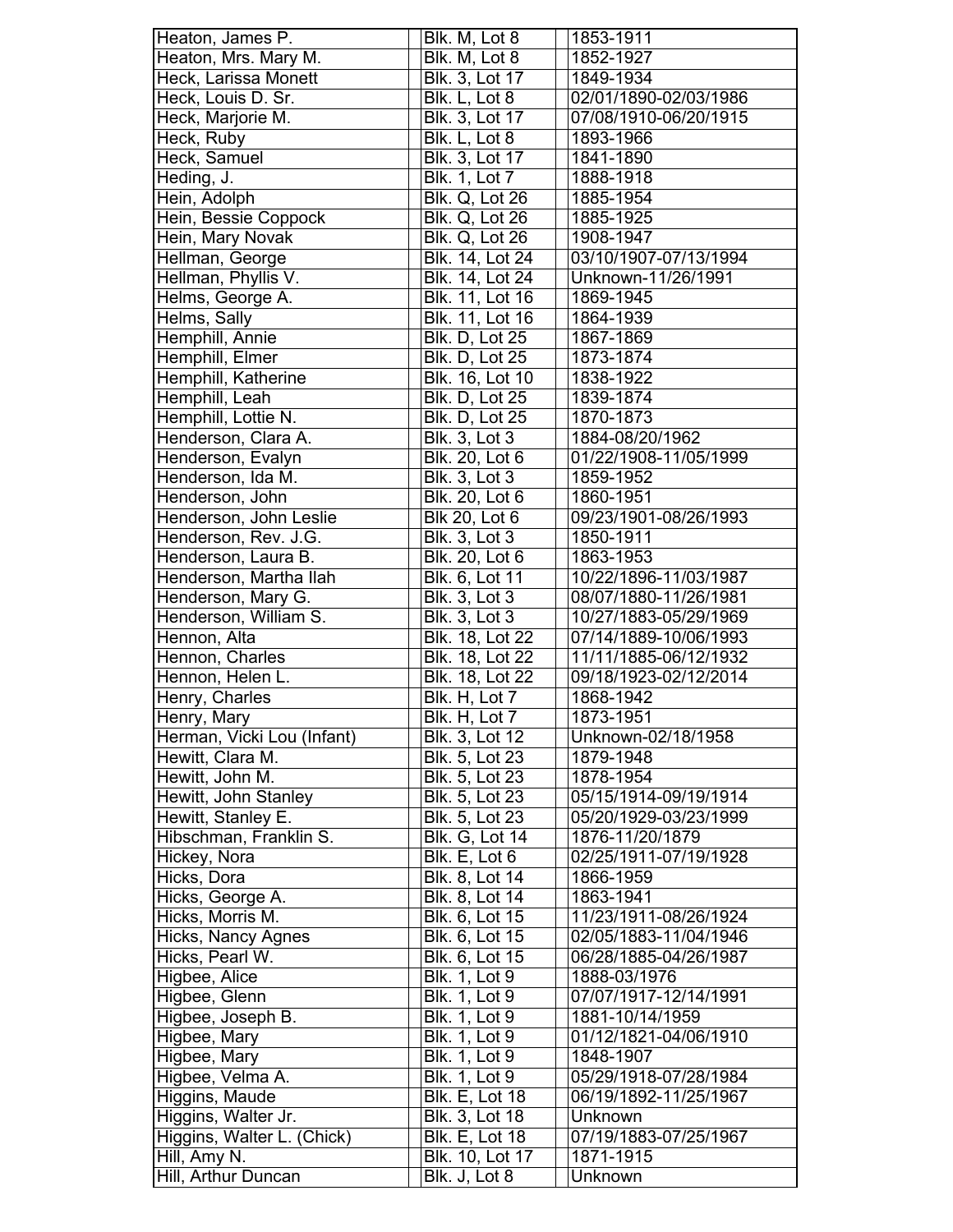| Heaton, James P. | Blk. M, Lot 8 | 1853-1911 |
|---|---|---|
| Heaton, Mrs. Mary M. | Blk. M, Lot 8 | 1852-1927 |
| Heck, Larissa Monett | Blk. 3, Lot 17 | 1849-1934 |
| Heck, Louis D. Sr. | Blk. L, Lot 8 | 02/01/1890-02/03/1986 |
| Heck, Marjorie M. | Blk. 3, Lot 17 | 07/08/1910-06/20/1915 |
| Heck, Ruby | Blk. L, Lot 8 | 1893-1966 |
| Heck, Samuel | Blk. 3, Lot 17 | 1841-1890 |
| Heding, J. | Blk. 1, Lot 7 | 1888-1918 |
| Hein, Adolph | Blk. Q, Lot 26 | 1885-1954 |
| Hein, Bessie Coppock | Blk. Q, Lot 26 | 1885-1925 |
| Hein, Mary Novak | Blk. Q, Lot 26 | 1908-1947 |
| Hellman, George | Blk. 14, Lot 24 | 03/10/1907-07/13/1994 |
| Hellman, Phyllis V. | Blk. 14, Lot 24 | Unknown-11/26/1991 |
| Helms, George A. | Blk. 11, Lot 16 | 1869-1945 |
| Helms, Sally | Blk. 11, Lot 16 | 1864-1939 |
| Hemphill, Annie | Blk. D, Lot 25 | 1867-1869 |
| Hemphill, Elmer | Blk. D, Lot 25 | 1873-1874 |
| Hemphill, Katherine | Blk. 16, Lot 10 | 1838-1922 |
| Hemphill, Leah | Blk. D, Lot 25 | 1839-1874 |
| Hemphill, Lottie N. | Blk. D, Lot 25 | 1870-1873 |
| Henderson, Clara A. | Blk. 3, Lot 3 | 1884-08/20/1962 |
| Henderson, Evalyn | Blk. 20, Lot 6 | 01/22/1908-11/05/1999 |
| Henderson, Ida M. | Blk. 3, Lot 3 | 1859-1952 |
| Henderson, John | Blk. 20, Lot 6 | 1860-1951 |
| Henderson, John Leslie | Blk 20, Lot 6 | 09/23/1901-08/26/1993 |
| Henderson, Rev. J.G. | Blk. 3, Lot 3 | 1850-1911 |
| Henderson, Laura B. | Blk. 20, Lot 6 | 1863-1953 |
| Henderson, Martha Ilah | Blk. 6, Lot 11 | 10/22/1896-11/03/1987 |
| Henderson, Mary G. | Blk. 3, Lot 3 | 08/07/1880-11/26/1981 |
| Henderson, William S. | Blk. 3, Lot 3 | 10/27/1883-05/29/1969 |
| Hennon, Alta | Blk. 18, Lot 22 | 07/14/1889-10/06/1993 |
| Hennon, Charles | Blk. 18, Lot 22 | 11/11/1885-06/12/1932 |
| Hennon, Helen L. | Blk. 18, Lot 22 | 09/18/1923-02/12/2014 |
| Henry, Charles | Blk. H, Lot 7 | 1868-1942 |
| Henry, Mary | Blk. H, Lot 7 | 1873-1951 |
| Herman, Vicki Lou (Infant) | Blk. 3, Lot 12 | Unknown-02/18/1958 |
| Hewitt, Clara M. | Blk. 5, Lot 23 | 1879-1948 |
| Hewitt, John M. | Blk. 5, Lot 23 | 1878-1954 |
| Hewitt, John Stanley | Blk. 5, Lot 23 | 05/15/1914-09/19/1914 |
| Hewitt, Stanley E. | Blk. 5, Lot 23 | 05/20/1929-03/23/1999 |
| Hibschman, Franklin S. | Blk. G, Lot 14 | 1876-11/20/1879 |
| Hickey, Nora | Blk. E, Lot 6 | 02/25/1911-07/19/1928 |
| Hicks, Dora | Blk. 8, Lot 14 | 1866-1959 |
| Hicks, George A. | Blk. 8, Lot 14 | 1863-1941 |
| Hicks, Morris M. | Blk. 6, Lot 15 | 11/23/1911-08/26/1924 |
| Hicks, Nancy Agnes | Blk. 6, Lot 15 | 02/05/1883-11/04/1946 |
| Hicks, Pearl W. | Blk. 6, Lot 15 | 06/28/1885-04/26/1987 |
| Higbee, Alice | Blk. 1, Lot 9 | 1888-03/1976 |
| Higbee, Glenn | Blk. 1, Lot 9 | 07/07/1917-12/14/1991 |
| Higbee, Joseph B. | Blk. 1, Lot 9 | 1881-10/14/1959 |
| Higbee, Mary | Blk. 1, Lot 9 | 01/12/1821-04/06/1910 |
| Higbee, Mary | Blk. 1, Lot 9 | 1848-1907 |
| Higbee, Velma A. | Blk. 1, Lot 9 | 05/29/1918-07/28/1984 |
| Higgins, Maude | Blk. E, Lot 18 | 06/19/1892-11/25/1967 |
| Higgins, Walter Jr. | Blk. 3, Lot 18 | Unknown |
| Higgins, Walter L. (Chick) | Blk. E, Lot 18 | 07/19/1883-07/25/1967 |
| Hill, Amy N. | Blk. 10, Lot 17 | 1871-1915 |
| Hill, Arthur Duncan | Blk. J, Lot 8 | Unknown |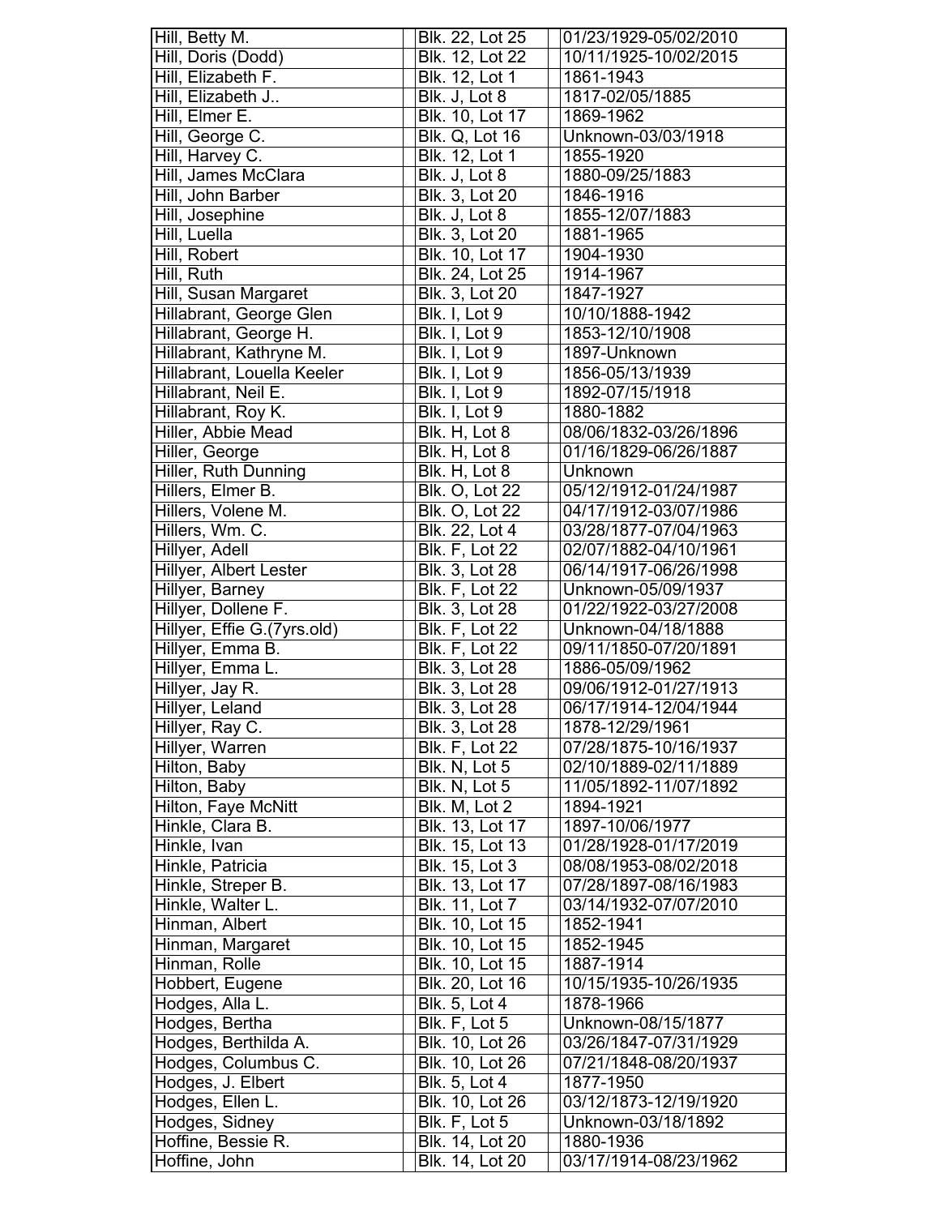| | | |
|---|---|---|
| Hill, Betty M. | Blk. 22, Lot 25 | 01/23/1929-05/02/2010 |
| Hill, Doris (Dodd) | Blk. 12, Lot 22 | 10/11/1925-10/02/2015 |
| Hill, Elizabeth F. | Blk. 12, Lot 1 | 1861-1943 |
| Hill, Elizabeth J.. | Blk. J, Lot 8 | 1817-02/05/1885 |
| Hill, Elmer E. | Blk. 10, Lot 17 | 1869-1962 |
| Hill, George C. | Blk. Q, Lot 16 | Unknown-03/03/1918 |
| Hill, Harvey C. | Blk. 12, Lot 1 | 1855-1920 |
| Hill, James McClara | Blk. J, Lot 8 | 1880-09/25/1883 |
| Hill, John Barber | Blk. 3, Lot 20 | 1846-1916 |
| Hill, Josephine | Blk. J, Lot 8 | 1855-12/07/1883 |
| Hill, Luella | Blk. 3, Lot 20 | 1881-1965 |
| Hill, Robert | Blk. 10, Lot 17 | 1904-1930 |
| Hill, Ruth | Blk. 24, Lot 25 | 1914-1967 |
| Hill, Susan Margaret | Blk. 3, Lot 20 | 1847-1927 |
| Hillabrant, George Glen | Blk. I, Lot 9 | 10/10/1888-1942 |
| Hillabrant, George H. | Blk. I, Lot 9 | 1853-12/10/1908 |
| Hillabrant, Kathryne M. | Blk. I, Lot 9 | 1897-Unknown |
| Hillabrant, Louella Keeler | Blk. I, Lot 9 | 1856-05/13/1939 |
| Hillabrant, Neil E. | Blk. I, Lot 9 | 1892-07/15/1918 |
| Hillabrant, Roy K. | Blk. I, Lot 9 | 1880-1882 |
| Hiller, Abbie Mead | Blk. H, Lot 8 | 08/06/1832-03/26/1896 |
| Hiller, George | Blk. H, Lot 8 | 01/16/1829-06/26/1887 |
| Hiller, Ruth Dunning | Blk. H, Lot 8 | Unknown |
| Hillers, Elmer B. | Blk. O, Lot 22 | 05/12/1912-01/24/1987 |
| Hillers, Volene M. | Blk. O, Lot 22 | 04/17/1912-03/07/1986 |
| Hillers, Wm. C. | Blk. 22, Lot 4 | 03/28/1877-07/04/1963 |
| Hillyer, Adell | Blk. F, Lot 22 | 02/07/1882-04/10/1961 |
| Hillyer, Albert Lester | Blk. 3, Lot 28 | 06/14/1917-06/26/1998 |
| Hillyer, Barney | Blk. F, Lot 22 | Unknown-05/09/1937 |
| Hillyer, Dollene F. | Blk. 3, Lot 28 | 01/22/1922-03/27/2008 |
| Hillyer, Effie G.(7yrs.old) | Blk. F, Lot 22 | Unknown-04/18/1888 |
| Hillyer, Emma B. | Blk. F, Lot 22 | 09/11/1850-07/20/1891 |
| Hillyer, Emma L. | Blk. 3, Lot 28 | 1886-05/09/1962 |
| Hillyer, Jay R. | Blk. 3, Lot 28 | 09/06/1912-01/27/1913 |
| Hillyer, Leland | Blk. 3, Lot 28 | 06/17/1914-12/04/1944 |
| Hillyer, Ray C. | Blk. 3, Lot 28 | 1878-12/29/1961 |
| Hillyer, Warren | Blk. F, Lot 22 | 07/28/1875-10/16/1937 |
| Hilton, Baby | Blk. N, Lot 5 | 02/10/1889-02/11/1889 |
| Hilton, Baby | Blk. N, Lot 5 | 11/05/1892-11/07/1892 |
| Hilton, Faye McNitt | Blk. M, Lot 2 | 1894-1921 |
| Hinkle, Clara B. | Blk. 13, Lot 17 | 1897-10/06/1977 |
| Hinkle, Ivan | Blk. 15, Lot 13 | 01/28/1928-01/17/2019 |
| Hinkle, Patricia | Blk. 15, Lot 3 | 08/08/1953-08/02/2018 |
| Hinkle, Streper B. | Blk. 13, Lot 17 | 07/28/1897-08/16/1983 |
| Hinkle, Walter L. | Blk. 11, Lot 7 | 03/14/1932-07/07/2010 |
| Hinman, Albert | Blk. 10, Lot 15 | 1852-1941 |
| Hinman, Margaret | Blk. 10, Lot 15 | 1852-1945 |
| Hinman, Rolle | Blk. 10, Lot 15 | 1887-1914 |
| Hobbert, Eugene | Blk. 20, Lot 16 | 10/15/1935-10/26/1935 |
| Hodges, Alla L. | Blk. 5, Lot 4 | 1878-1966 |
| Hodges, Bertha | Blk. F, Lot 5 | Unknown-08/15/1877 |
| Hodges, Berthilda A. | Blk. 10, Lot 26 | 03/26/1847-07/31/1929 |
| Hodges, Columbus C. | Blk. 10, Lot 26 | 07/21/1848-08/20/1937 |
| Hodges, J. Elbert | Blk. 5, Lot 4 | 1877-1950 |
| Hodges, Ellen L. | Blk. 10, Lot 26 | 03/12/1873-12/19/1920 |
| Hodges, Sidney | Blk. F, Lot 5 | Unknown-03/18/1892 |
| Hoffine, Bessie R. | Blk. 14, Lot 20 | 1880-1936 |
| Hoffine, John | Blk. 14, Lot 20 | 03/17/1914-08/23/1962 |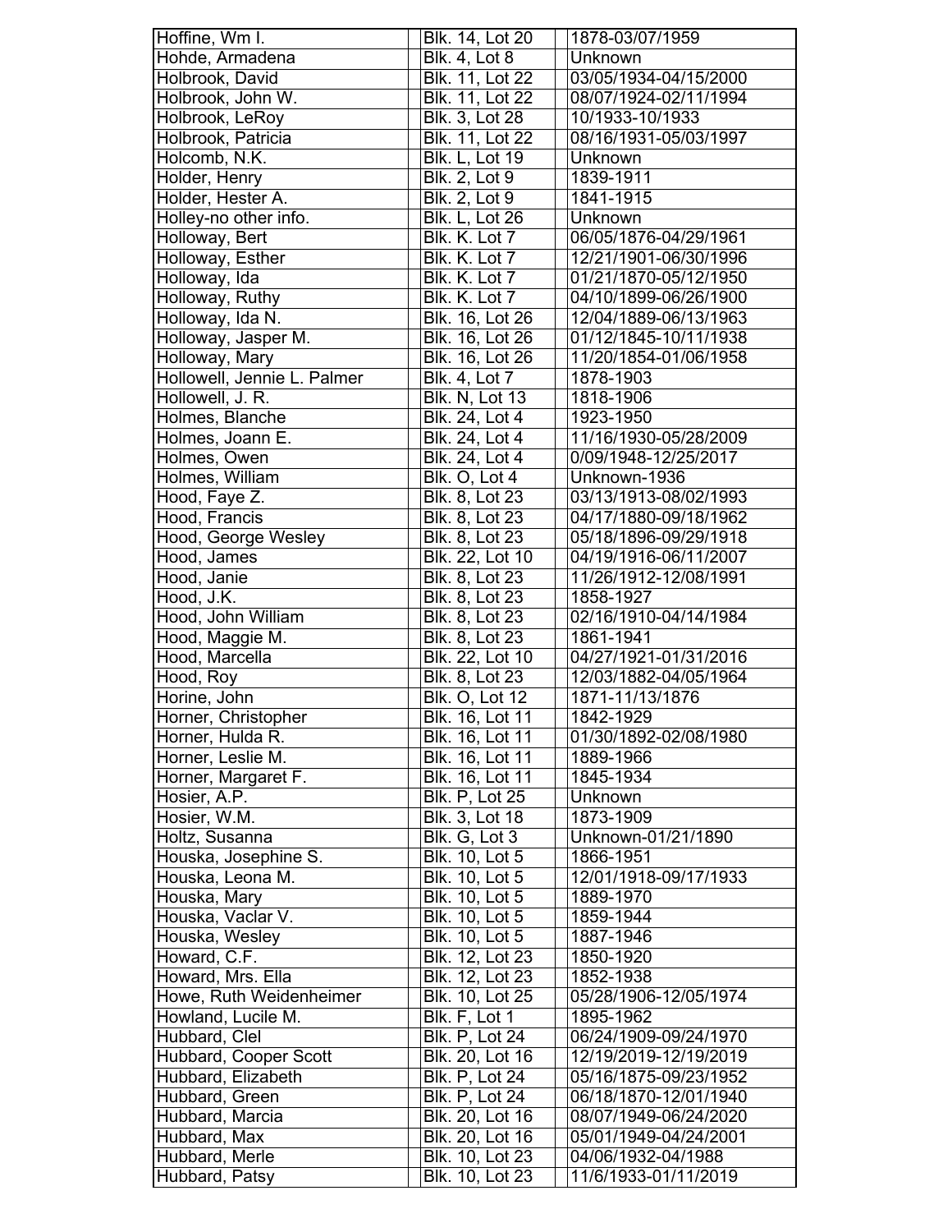| | | |
|---|---|---|
| Hoffine, Wm I. | Blk. 14, Lot 20 | 1878-03/07/1959 |
| Hohde, Armadena | Blk. 4, Lot 8 | Unknown |
| Holbrook, David | Blk. 11, Lot 22 | 03/05/1934-04/15/2000 |
| Holbrook, John W. | Blk. 11, Lot 22 | 08/07/1924-02/11/1994 |
| Holbrook, LeRoy | Blk. 3, Lot 28 | 10/1933-10/1933 |
| Holbrook, Patricia | Blk. 11, Lot 22 | 08/16/1931-05/03/1997 |
| Holcomb, N.K. | Blk. L, Lot 19 | Unknown |
| Holder, Henry | Blk. 2, Lot 9 | 1839-1911 |
| Holder, Hester A. | Blk. 2, Lot 9 | 1841-1915 |
| Holley-no other info. | Blk. L, Lot 26 | Unknown |
| Holloway, Bert | Blk. K. Lot 7 | 06/05/1876-04/29/1961 |
| Holloway, Esther | Blk. K. Lot 7 | 12/21/1901-06/30/1996 |
| Holloway, Ida | Blk. K. Lot 7 | 01/21/1870-05/12/1950 |
| Holloway, Ruthy | Blk. K. Lot 7 | 04/10/1899-06/26/1900 |
| Holloway, Ida N. | Blk. 16, Lot 26 | 12/04/1889-06/13/1963 |
| Holloway, Jasper M. | Blk. 16, Lot 26 | 01/12/1845-10/11/1938 |
| Holloway, Mary | Blk. 16, Lot 26 | 11/20/1854-01/06/1958 |
| Hollowell, Jennie L. Palmer | Blk. 4, Lot 7 | 1878-1903 |
| Hollowell, J. R. | Blk. N, Lot 13 | 1818-1906 |
| Holmes, Blanche | Blk. 24, Lot 4 | 1923-1950 |
| Holmes, Joann E. | Blk. 24, Lot 4 | 11/16/1930-05/28/2009 |
| Holmes, Owen | Blk. 24, Lot 4 | 0/09/1948-12/25/2017 |
| Holmes, William | Blk. O, Lot 4 | Unknown-1936 |
| Hood, Faye Z. | Blk. 8, Lot 23 | 03/13/1913-08/02/1993 |
| Hood, Francis | Blk. 8, Lot 23 | 04/17/1880-09/18/1962 |
| Hood, George Wesley | Blk. 8, Lot 23 | 05/18/1896-09/29/1918 |
| Hood, James | Blk. 22, Lot 10 | 04/19/1916-06/11/2007 |
| Hood, Janie | Blk. 8, Lot 23 | 11/26/1912-12/08/1991 |
| Hood, J.K. | Blk. 8, Lot 23 | 1858-1927 |
| Hood, John William | Blk. 8, Lot 23 | 02/16/1910-04/14/1984 |
| Hood, Maggie M. | Blk. 8, Lot 23 | 1861-1941 |
| Hood, Marcella | Blk. 22, Lot 10 | 04/27/1921-01/31/2016 |
| Hood, Roy | Blk. 8, Lot 23 | 12/03/1882-04/05/1964 |
| Horine, John | Blk. O, Lot 12 | 1871-11/13/1876 |
| Horner, Christopher | Blk. 16, Lot 11 | 1842-1929 |
| Horner, Hulda R. | Blk. 16, Lot 11 | 01/30/1892-02/08/1980 |
| Horner, Leslie M. | Blk. 16, Lot 11 | 1889-1966 |
| Horner, Margaret F. | Blk. 16, Lot 11 | 1845-1934 |
| Hosier, A.P. | Blk. P, Lot 25 | Unknown |
| Hosier, W.M. | Blk. 3, Lot 18 | 1873-1909 |
| Holtz, Susanna | Blk. G, Lot 3 | Unknown-01/21/1890 |
| Houska, Josephine S. | Blk. 10, Lot 5 | 1866-1951 |
| Houska, Leona M. | Blk. 10, Lot 5 | 12/01/1918-09/17/1933 |
| Houska, Mary | Blk. 10, Lot 5 | 1889-1970 |
| Houska, Vaclar V. | Blk. 10, Lot 5 | 1859-1944 |
| Houska, Wesley | Blk. 10, Lot 5 | 1887-1946 |
| Howard, C.F. | Blk. 12, Lot 23 | 1850-1920 |
| Howard, Mrs. Ella | Blk. 12, Lot 23 | 1852-1938 |
| Howe, Ruth Weidenheimer | Blk. 10, Lot 25 | 05/28/1906-12/05/1974 |
| Howland, Lucile M. | Blk. F, Lot 1 | 1895-1962 |
| Hubbard, Clel | Blk. P, Lot 24 | 06/24/1909-09/24/1970 |
| Hubbard, Cooper Scott | Blk. 20, Lot 16 | 12/19/2019-12/19/2019 |
| Hubbard, Elizabeth | Blk. P, Lot 24 | 05/16/1875-09/23/1952 |
| Hubbard, Green | Blk. P, Lot 24 | 06/18/1870-12/01/1940 |
| Hubbard, Marcia | Blk. 20, Lot 16 | 08/07/1949-06/24/2020 |
| Hubbard, Max | Blk. 20, Lot 16 | 05/01/1949-04/24/2001 |
| Hubbard, Merle | Blk. 10, Lot 23 | 04/06/1932-04/1988 |
| Hubbard, Patsy | Blk. 10, Lot 23 | 11/6/1933-01/11/2019 |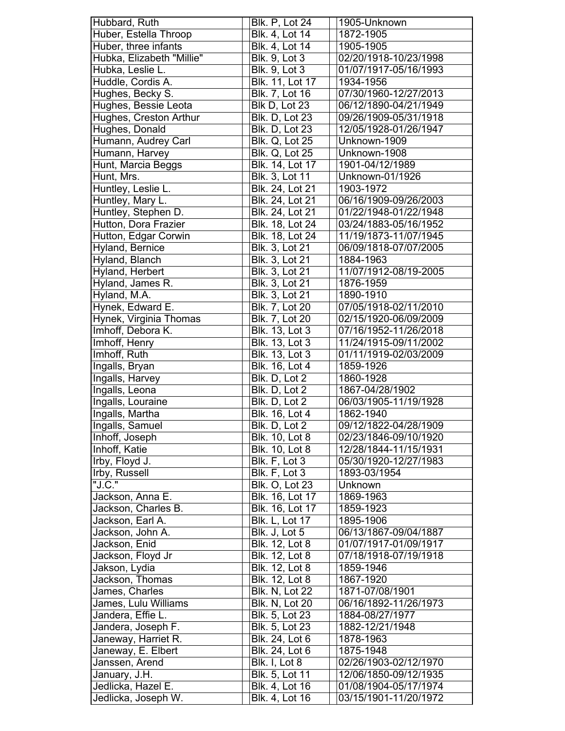| | | |
|---|---|---|
| Hubbard, Ruth | Blk. P, Lot 24 | 1905-Unknown |
| Huber, Estella Throop | Blk. 4, Lot 14 | 1872-1905 |
| Huber, three infants | Blk. 4, Lot 14 | 1905-1905 |
| Hubka, Elizabeth "Millie" | Blk. 9, Lot 3 | 02/20/1918-10/23/1998 |
| Hubka, Leslie L. | Blk. 9, Lot 3 | 01/07/1917-05/16/1993 |
| Huddle, Cordis A. | Blk. 11, Lot 17 | 1934-1956 |
| Hughes, Becky S. | Blk. 7, Lot 16 | 07/30/1960-12/27/2013 |
| Hughes, Bessie Leota | Blk D, Lot 23 | 06/12/1890-04/21/1949 |
| Hughes, Creston Arthur | Blk. D, Lot 23 | 09/26/1909-05/31/1918 |
| Hughes, Donald | Blk. D, Lot 23 | 12/05/1928-01/26/1947 |
| Humann, Audrey Carl | Blk. Q, Lot 25 | Unknown-1909 |
| Humann, Harvey | Blk. Q, Lot 25 | Unknown-1908 |
| Hunt, Marcia Beggs | Blk. 14, Lot 17 | 1901-04/12/1989 |
| Hunt, Mrs. | Blk. 3, Lot 11 | Unknown-01/1926 |
| Huntley, Leslie L. | Blk. 24, Lot 21 | 1903-1972 |
| Huntley, Mary L. | Blk. 24, Lot 21 | 06/16/1909-09/26/2003 |
| Huntley, Stephen D. | Blk. 24, Lot 21 | 01/22/1948-01/22/1948 |
| Hutton, Dora Frazier | Blk. 18, Lot 24 | 03/24/1883-05/16/1952 |
| Hutton, Edgar Corwin | Blk. 18, Lot 24 | 11/19/1873-11/07/1945 |
| Hyland, Bernice | Blk. 3, Lot 21 | 06/09/1818-07/07/2005 |
| Hyland, Blanch | Blk. 3, Lot 21 | 1884-1963 |
| Hyland, Herbert | Blk. 3, Lot 21 | 11/07/1912-08/19-2005 |
| Hyland, James R. | Blk. 3, Lot 21 | 1876-1959 |
| Hyland, M.A. | Blk. 3, Lot 21 | 1890-1910 |
| Hynek, Edward E. | Blk. 7, Lot 20 | 07/05/1918-02/11/2010 |
| Hynek, Virginia Thomas | Blk. 7, Lot 20 | 02/15/1920-06/09/2009 |
| Imhoff, Debora K. | Blk. 13, Lot 3 | 07/16/1952-11/26/2018 |
| Imhoff, Henry | Blk. 13, Lot 3 | 11/24/1915-09/11/2002 |
| Imhoff, Ruth | Blk. 13, Lot 3 | 01/11/1919-02/03/2009 |
| Ingalls, Bryan | Blk. 16, Lot 4 | 1859-1926 |
| Ingalls, Harvey | Blk. D, Lot 2 | 1860-1928 |
| Ingalls, Leona | Blk. D, Lot 2 | 1867-04/28/1902 |
| Ingalls, Louraine | Blk. D, Lot 2 | 06/03/1905-11/19/1928 |
| Ingalls, Martha | Blk. 16, Lot 4 | 1862-1940 |
| Ingalls, Samuel | Blk. D, Lot 2 | 09/12/1822-04/28/1909 |
| Inhoff, Joseph | Blk. 10, Lot 8 | 02/23/1846-09/10/1920 |
| Inhoff, Katie | Blk. 10, Lot 8 | 12/28/1844-11/15/1931 |
| Irby, Floyd J. | Blk. F, Lot 3 | 05/30/1920-12/27/1983 |
| Irby, Russell | Blk. F, Lot 3 | 1893-03/1954 |
| "J.C." | Blk. O, Lot 23 | Unknown |
| Jackson, Anna E. | Blk. 16, Lot 17 | 1869-1963 |
| Jackson, Charles B. | Blk. 16, Lot 17 | 1859-1923 |
| Jackson, Earl A. | Blk. L, Lot 17 | 1895-1906 |
| Jackson, John A. | Blk. J, Lot 5 | 06/13/1867-09/04/1887 |
| Jackson, Enid | Blk. 12, Lot 8 | 01/07/1917-01/09/1917 |
| Jackson, Floyd Jr | Blk. 12, Lot 8 | 07/18/1918-07/19/1918 |
| Jakson, Lydia | Blk. 12, Lot 8 | 1859-1946 |
| Jackson, Thomas | Blk. 12, Lot 8 | 1867-1920 |
| James, Charles | Blk. N, Lot 22 | 1871-07/08/1901 |
| James, Lulu Williams | Blk. N, Lot 20 | 06/16/1892-11/26/1973 |
| Jandera, Effie L. | Blk. 5, Lot 23 | 1884-08/27/1977 |
| Jandera, Joseph F. | Blk. 5, Lot 23 | 1882-12/21/1948 |
| Janeway, Harriet R. | Blk. 24, Lot 6 | 1878-1963 |
| Janeway, E. Elbert | Blk. 24, Lot 6 | 1875-1948 |
| Janssen, Arend | Blk. I, Lot 8 | 02/26/1903-02/12/1970 |
| January, J.H. | Blk. 5, Lot 11 | 12/06/1850-09/12/1935 |
| Jedlicka, Hazel E. | Blk. 4, Lot 16 | 01/08/1904-05/17/1974 |
| Jedlicka, Joseph W. | Blk. 4, Lot 16 | 03/15/1901-11/20/1972 |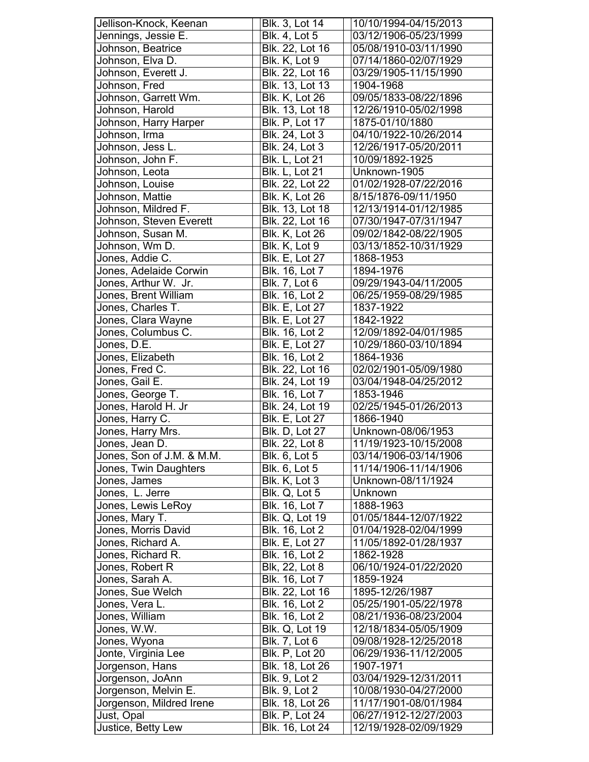| | | |
|---|---|---|
| Jellison-Knock, Keenan | Blk. 3, Lot 14 | 10/10/1994-04/15/2013 |
| Jennings, Jessie E. | Blk. 4, Lot 5 | 03/12/1906-05/23/1999 |
| Johnson, Beatrice | Blk. 22, Lot 16 | 05/08/1910-03/11/1990 |
| Johnson, Elva D. | Blk. K, Lot 9 | 07/14/1860-02/07/1929 |
| Johnson, Everett J. | Blk. 22, Lot 16 | 03/29/1905-11/15/1990 |
| Johnson, Fred | Blk. 13, Lot 13 | 1904-1968 |
| Johnson, Garrett Wm. | Blk. K, Lot 26 | 09/05/1833-08/22/1896 |
| Johnson, Harold | Blk. 13, Lot 18 | 12/26/1910-05/02/1998 |
| Johnson, Harry Harper | Blk. P, Lot 17 | 1875-01/10/1880 |
| Johnson, Irma | Blk. 24, Lot 3 | 04/10/1922-10/26/2014 |
| Johnson, Jess L. | Blk. 24, Lot 3 | 12/26/1917-05/20/2011 |
| Johnson, John F. | Blk. L, Lot 21 | 10/09/1892-1925 |
| Johnson, Leota | Blk. L, Lot 21 | Unknown-1905 |
| Johnson, Louise | Blk. 22, Lot 22 | 01/02/1928-07/22/2016 |
| Johnson, Mattie | Blk. K, Lot 26 | 8/15/1876-09/11/1950 |
| Johnson, Mildred F. | Blk. 13, Lot 18 | 12/13/1914-01/12/1985 |
| Johnson, Steven Everett | Blk. 22, Lot 16 | 07/30/1947-07/31/1947 |
| Johnson, Susan M. | Blk. K, Lot 26 | 09/02/1842-08/22/1905 |
| Johnson, Wm D. | Blk. K, Lot 9 | 03/13/1852-10/31/1929 |
| Jones, Addie C. | Blk. E, Lot 27 | 1868-1953 |
| Jones, Adelaide Corwin | Blk. 16, Lot 7 | 1894-1976 |
| Jones, Arthur W. Jr. | Blk. 7, Lot 6 | 09/29/1943-04/11/2005 |
| Jones, Brent William | Blk. 16, Lot 2 | 06/25/1959-08/29/1985 |
| Jones, Charles T. | Blk. E, Lot 27 | 1837-1922 |
| Jones, Clara Wayne | Blk. E, Lot 27 | 1842-1922 |
| Jones, Columbus C. | Blk. 16, Lot 2 | 12/09/1892-04/01/1985 |
| Jones, D.E. | Blk. E, Lot 27 | 10/29/1860-03/10/1894 |
| Jones, Elizabeth | Blk. 16, Lot 2 | 1864-1936 |
| Jones, Fred C. | Blk. 22, Lot 16 | 02/02/1901-05/09/1980 |
| Jones, Gail E. | Blk. 24, Lot 19 | 03/04/1948-04/25/2012 |
| Jones, George T. | Blk. 16, Lot 7 | 1853-1946 |
| Jones, Harold H. Jr | Blk. 24, Lot 19 | 02/25/1945-01/26/2013 |
| Jones, Harry C. | Blk. E, Lot 27 | 1866-1940 |
| Jones, Harry Mrs. | Blk. D, Lot 27 | Unknown-08/06/1953 |
| Jones, Jean D. | Blk. 22, Lot 8 | 11/19/1923-10/15/2008 |
| Jones, Son of J.M. & M.M. | Blk. 6, Lot 5 | 03/14/1906-03/14/1906 |
| Jones, Twin Daughters | Blk. 6, Lot 5 | 11/14/1906-11/14/1906 |
| Jones, James | Blk. K, Lot 3 | Unknown-08/11/1924 |
| Jones, L. Jerre | Blk. Q, Lot 5 | Unknown |
| Jones, Lewis LeRoy | Blk. 16, Lot 7 | 1888-1963 |
| Jones, Mary T. | Blk. Q, Lot 19 | 01/05/1844-12/07/1922 |
| Jones, Morris David | Blk. 16, Lot 2 | 01/04/1928-02/04/1999 |
| Jones, Richard A. | Blk. E, Lot 27 | 11/05/1892-01/28/1937 |
| Jones, Richard R. | Blk. 16, Lot 2 | 1862-1928 |
| Jones, Robert R | Blk, 22, Lot 8 | 06/10/1924-01/22/2020 |
| Jones, Sarah A. | Blk. 16, Lot 7 | 1859-1924 |
| Jones, Sue Welch | Blk. 22, Lot 16 | 1895-12/26/1987 |
| Jones, Vera L. | Blk. 16, Lot 2 | 05/25/1901-05/22/1978 |
| Jones, William | Blk. 16, Lot 2 | 08/21/1936-08/23/2004 |
| Jones, W.W. | Blk. Q, Lot 19 | 12/18/1834-05/05/1909 |
| Jones, Wyona | Blk. 7, Lot 6 | 09/08/1928-12/25/2018 |
| Jonte, Virginia Lee | Blk. P, Lot 20 | 06/29/1936-11/12/2005 |
| Jorgenson, Hans | Blk. 18, Lot 26 | 1907-1971 |
| Jorgenson, JoAnn | Blk. 9, Lot 2 | 03/04/1929-12/31/2011 |
| Jorgenson, Melvin E. | Blk. 9, Lot 2 | 10/08/1930-04/27/2000 |
| Jorgenson, Mildred Irene | Blk. 18, Lot 26 | 11/17/1901-08/01/1984 |
| Just, Opal | Blk. P, Lot 24 | 06/27/1912-12/27/2003 |
| Justice, Betty Lew | Blk. 16, Lot 24 | 12/19/1928-02/09/1929 |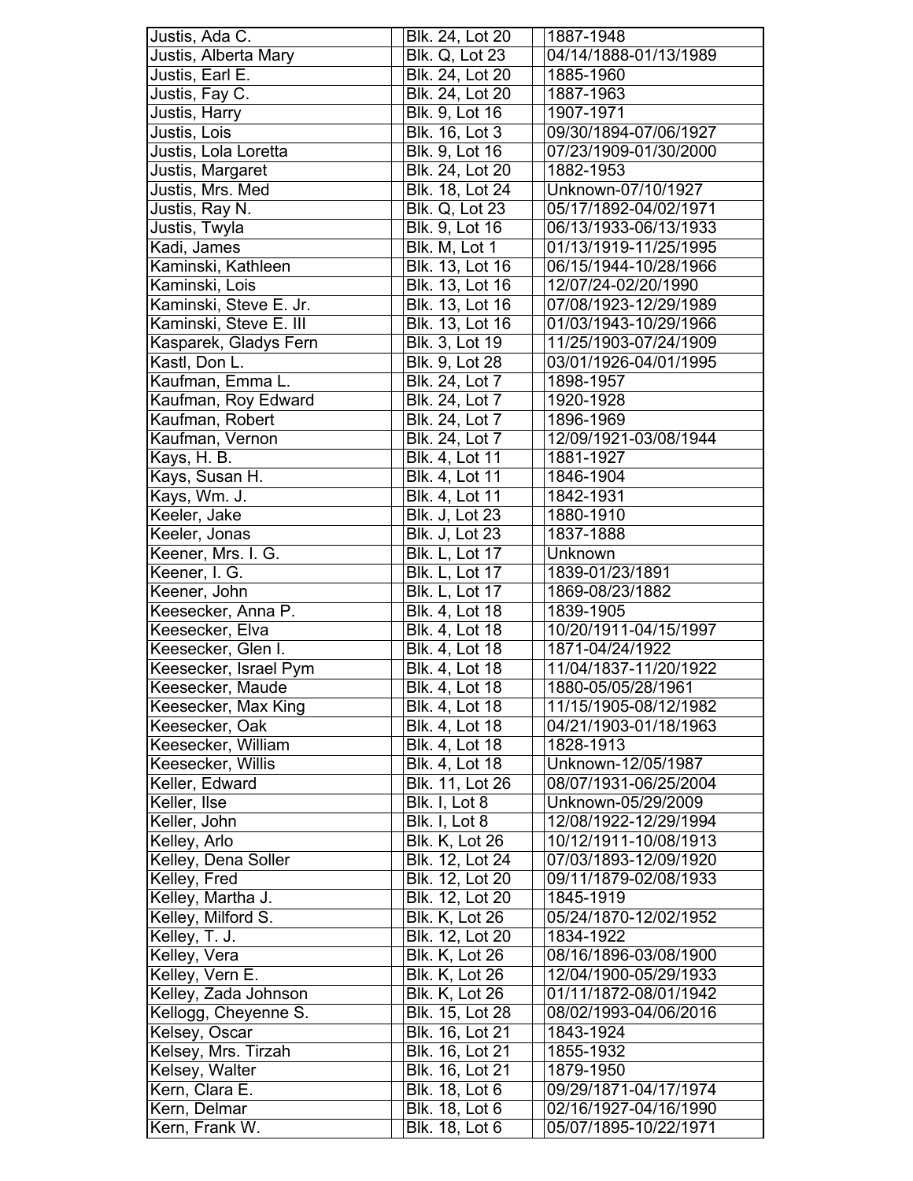| | | |
|---|---|---|
| Justis, Ada C. | Blk. 24, Lot 20 | 1887-1948 |
| Justis, Alberta Mary | Blk. Q, Lot 23 | 04/14/1888-01/13/1989 |
| Justis, Earl E. | Blk. 24, Lot 20 | 1885-1960 |
| Justis, Fay C. | Blk. 24, Lot 20 | 1887-1963 |
| Justis, Harry | Blk. 9, Lot 16 | 1907-1971 |
| Justis, Lois | Blk. 16, Lot 3 | 09/30/1894-07/06/1927 |
| Justis, Lola Loretta | Blk. 9, Lot 16 | 07/23/1909-01/30/2000 |
| Justis, Margaret | Blk. 24, Lot 20 | 1882-1953 |
| Justis, Mrs. Med | Blk. 18, Lot 24 | Unknown-07/10/1927 |
| Justis, Ray N. | Blk. Q, Lot 23 | 05/17/1892-04/02/1971 |
| Justis, Twyla | Blk. 9, Lot 16 | 06/13/1933-06/13/1933 |
| Kadi, James | Blk. M, Lot 1 | 01/13/1919-11/25/1995 |
| Kaminski, Kathleen | Blk. 13, Lot 16 | 06/15/1944-10/28/1966 |
| Kaminski, Lois | Blk. 13, Lot 16 | 12/07/24-02/20/1990 |
| Kaminski, Steve E. Jr. | Blk. 13, Lot 16 | 07/08/1923-12/29/1989 |
| Kaminski, Steve E. III | Blk. 13, Lot 16 | 01/03/1943-10/29/1966 |
| Kasparek, Gladys Fern | Blk. 3, Lot 19 | 11/25/1903-07/24/1909 |
| Kastl, Don L. | Blk. 9, Lot 28 | 03/01/1926-04/01/1995 |
| Kaufman, Emma L. | Blk. 24, Lot 7 | 1898-1957 |
| Kaufman, Roy Edward | Blk. 24, Lot 7 | 1920-1928 |
| Kaufman, Robert | Blk. 24, Lot 7 | 1896-1969 |
| Kaufman, Vernon | Blk. 24, Lot 7 | 12/09/1921-03/08/1944 |
| Kays, H. B. | Blk. 4, Lot 11 | 1881-1927 |
| Kays, Susan H. | Blk. 4, Lot 11 | 1846-1904 |
| Kays, Wm. J. | Blk. 4, Lot 11 | 1842-1931 |
| Keeler, Jake | Blk. J, Lot 23 | 1880-1910 |
| Keeler, Jonas | Blk. J, Lot 23 | 1837-1888 |
| Keener, Mrs. I. G. | Blk. L, Lot 17 | Unknown |
| Keener, I. G. | Blk. L, Lot 17 | 1839-01/23/1891 |
| Keener, John | Blk. L, Lot 17 | 1869-08/23/1882 |
| Keesecker, Anna P. | Blk. 4, Lot 18 | 1839-1905 |
| Keesecker, Elva | Blk. 4, Lot 18 | 10/20/1911-04/15/1997 |
| Keesecker, Glen I. | Blk. 4, Lot 18 | 1871-04/24/1922 |
| Keesecker, Israel Pym | Blk. 4, Lot 18 | 11/04/1837-11/20/1922 |
| Keesecker, Maude | Blk. 4, Lot 18 | 1880-05/05/28/1961 |
| Keesecker, Max King | Blk. 4, Lot 18 | 11/15/1905-08/12/1982 |
| Keesecker, Oak | Blk. 4, Lot 18 | 04/21/1903-01/18/1963 |
| Keesecker, William | Blk. 4, Lot 18 | 1828-1913 |
| Keesecker, Willis | Blk. 4, Lot 18 | Unknown-12/05/1987 |
| Keller, Edward | Blk. 11, Lot 26 | 08/07/1931-06/25/2004 |
| Keller, Ilse | Blk. I, Lot 8 | Unknown-05/29/2009 |
| Keller, John | Blk. I, Lot 8 | 12/08/1922-12/29/1994 |
| Kelley, Arlo | Blk. K, Lot 26 | 10/12/1911-10/08/1913 |
| Kelley, Dena Soller | Blk. 12, Lot 24 | 07/03/1893-12/09/1920 |
| Kelley, Fred | Blk. 12, Lot 20 | 09/11/1879-02/08/1933 |
| Kelley, Martha J. | Blk. 12, Lot 20 | 1845-1919 |
| Kelley, Milford S. | Blk. K, Lot 26 | 05/24/1870-12/02/1952 |
| Kelley, T. J. | Blk. 12, Lot 20 | 1834-1922 |
| Kelley, Vera | Blk. K, Lot 26 | 08/16/1896-03/08/1900 |
| Kelley, Vern E. | Blk. K, Lot 26 | 12/04/1900-05/29/1933 |
| Kelley, Zada Johnson | Blk. K, Lot 26 | 01/11/1872-08/01/1942 |
| Kellogg, Cheyenne S. | Blk. 15, Lot 28 | 08/02/1993-04/06/2016 |
| Kelsey, Oscar | Blk. 16, Lot 21 | 1843-1924 |
| Kelsey, Mrs. Tirzah | Blk. 16, Lot 21 | 1855-1932 |
| Kelsey, Walter | Blk. 16, Lot 21 | 1879-1950 |
| Kern, Clara E. | Blk. 18, Lot 6 | 09/29/1871-04/17/1974 |
| Kern, Delmar | Blk. 18, Lot 6 | 02/16/1927-04/16/1990 |
| Kern, Frank W. | Blk. 18, Lot 6 | 05/07/1895-10/22/1971 |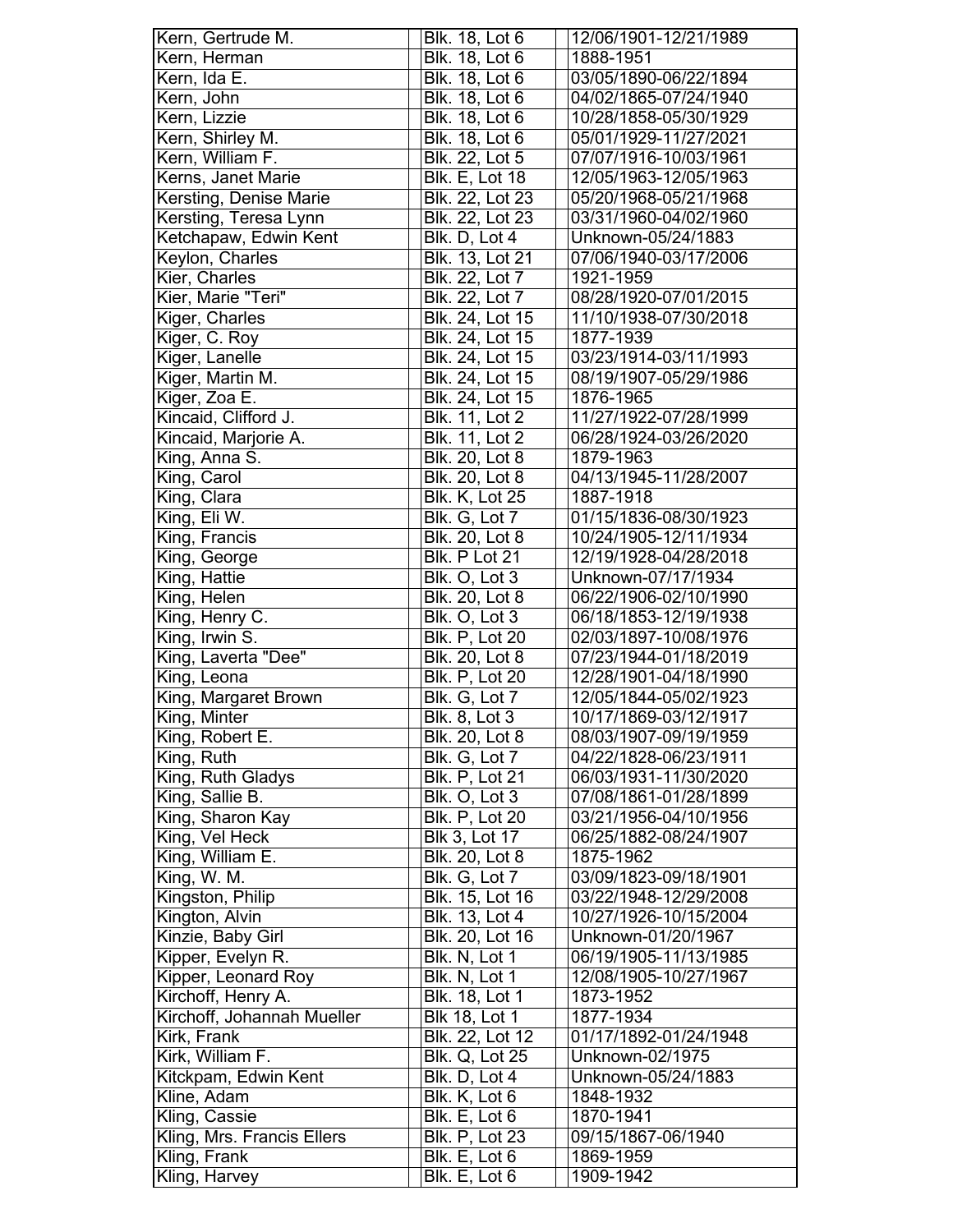| Kern, Gertrude M. | Blk. 18, Lot 6 | 12/06/1901-12/21/1989 |
|---|---|---|
| Kern, Herman | Blk. 18, Lot 6 | 1888-1951 |
| Kern, Ida E. | Blk. 18, Lot 6 | 03/05/1890-06/22/1894 |
| Kern, John | Blk. 18, Lot 6 | 04/02/1865-07/24/1940 |
| Kern, Lizzie | Blk. 18, Lot 6 | 10/28/1858-05/30/1929 |
| Kern, Shirley M. | Blk. 18, Lot 6 | 05/01/1929-11/27/2021 |
| Kern, William F. | Blk. 22, Lot 5 | 07/07/1916-10/03/1961 |
| Kerns, Janet Marie | Blk. E, Lot 18 | 12/05/1963-12/05/1963 |
| Kersting, Denise Marie | Blk. 22, Lot 23 | 05/20/1968-05/21/1968 |
| Kersting, Teresa Lynn | Blk. 22, Lot 23 | 03/31/1960-04/02/1960 |
| Ketchapaw, Edwin Kent | Blk. D, Lot 4 | Unknown-05/24/1883 |
| Keylon, Charles | Blk. 13, Lot 21 | 07/06/1940-03/17/2006 |
| Kier, Charles | Blk. 22, Lot 7 | 1921-1959 |
| Kier, Marie "Teri" | Blk. 22, Lot 7 | 08/28/1920-07/01/2015 |
| Kiger, Charles | Blk. 24, Lot 15 | 11/10/1938-07/30/2018 |
| Kiger, C. Roy | Blk. 24, Lot 15 | 1877-1939 |
| Kiger, Lanelle | Blk. 24, Lot 15 | 03/23/1914-03/11/1993 |
| Kiger, Martin M. | Blk. 24, Lot 15 | 08/19/1907-05/29/1986 |
| Kiger, Zoa E. | Blk. 24, Lot 15 | 1876-1965 |
| Kincaid, Clifford J. | Blk. 11, Lot 2 | 11/27/1922-07/28/1999 |
| Kincaid, Marjorie A. | Blk. 11, Lot 2 | 06/28/1924-03/26/2020 |
| King, Anna S. | Blk. 20, Lot 8 | 1879-1963 |
| King, Carol | Blk. 20, Lot 8 | 04/13/1945-11/28/2007 |
| King, Clara | Blk. K, Lot 25 | 1887-1918 |
| King, Eli W. | Blk. G, Lot 7 | 01/15/1836-08/30/1923 |
| King, Francis | Blk. 20, Lot 8 | 10/24/1905-12/11/1934 |
| King, George | Blk. P Lot 21 | 12/19/1928-04/28/2018 |
| King, Hattie | Blk. O, Lot 3 | Unknown-07/17/1934 |
| King, Helen | Blk. 20, Lot 8 | 06/22/1906-02/10/1990 |
| King, Henry C. | Blk. O, Lot 3 | 06/18/1853-12/19/1938 |
| King, Irwin S. | Blk. P, Lot 20 | 02/03/1897-10/08/1976 |
| King, Laverta "Dee" | Blk. 20, Lot 8 | 07/23/1944-01/18/2019 |
| King, Leona | Blk. P, Lot 20 | 12/28/1901-04/18/1990 |
| King, Margaret Brown | Blk. G, Lot 7 | 12/05/1844-05/02/1923 |
| King, Minter | Blk. 8, Lot 3 | 10/17/1869-03/12/1917 |
| King, Robert E. | Blk. 20, Lot 8 | 08/03/1907-09/19/1959 |
| King, Ruth | Blk. G, Lot 7 | 04/22/1828-06/23/1911 |
| King, Ruth Gladys | Blk. P, Lot 21 | 06/03/1931-11/30/2020 |
| King, Sallie B. | Blk. O, Lot 3 | 07/08/1861-01/28/1899 |
| King, Sharon Kay | Blk. P, Lot 20 | 03/21/1956-04/10/1956 |
| King, Vel Heck | Blk 3, Lot 17 | 06/25/1882-08/24/1907 |
| King, William E. | Blk. 20, Lot 8 | 1875-1962 |
| King, W. M. | Blk. G, Lot 7 | 03/09/1823-09/18/1901 |
| Kingston, Philip | Blk. 15, Lot 16 | 03/22/1948-12/29/2008 |
| Kington, Alvin | Blk. 13, Lot 4 | 10/27/1926-10/15/2004 |
| Kinzie, Baby Girl | Blk. 20, Lot 16 | Unknown-01/20/1967 |
| Kipper, Evelyn R. | Blk. N, Lot 1 | 06/19/1905-11/13/1985 |
| Kipper, Leonard Roy | Blk. N, Lot 1 | 12/08/1905-10/27/1967 |
| Kirchoff, Henry A. | Blk. 18, Lot 1 | 1873-1952 |
| Kirchoff, Johannah Mueller | Blk 18, Lot 1 | 1877-1934 |
| Kirk, Frank | Blk. 22, Lot 12 | 01/17/1892-01/24/1948 |
| Kirk, William F. | Blk. Q, Lot 25 | Unknown-02/1975 |
| Kitckpam, Edwin Kent | Blk. D, Lot 4 | Unknown-05/24/1883 |
| Kline, Adam | Blk. K, Lot 6 | 1848-1932 |
| Kling, Cassie | Blk. E, Lot 6 | 1870-1941 |
| Kling, Mrs. Francis Ellers | Blk. P, Lot 23 | 09/15/1867-06/1940 |
| Kling, Frank | Blk. E, Lot 6 | 1869-1959 |
| Kling, Harvey | Blk. E, Lot 6 | 1909-1942 |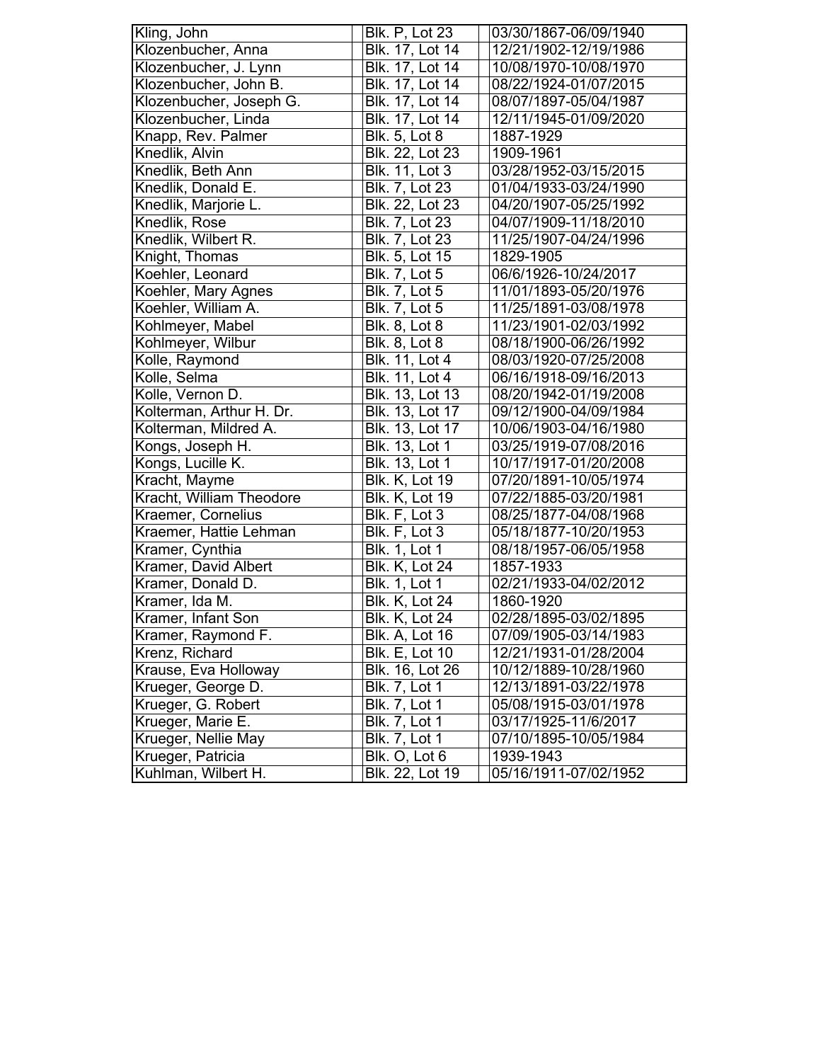| | | |
|---|---|---|
| Kling, John | Blk. P, Lot 23 | 03/30/1867-06/09/1940 |
| Klozenbucher, Anna | Blk. 17, Lot 14 | 12/21/1902-12/19/1986 |
| Klozenbucher, J. Lynn | Blk. 17, Lot 14 | 10/08/1970-10/08/1970 |
| Klozenbucher, John B. | Blk. 17, Lot 14 | 08/22/1924-01/07/2015 |
| Klozenbucher, Joseph G. | Blk. 17, Lot 14 | 08/07/1897-05/04/1987 |
| Klozenbucher, Linda | Blk. 17, Lot 14 | 12/11/1945-01/09/2020 |
| Knapp, Rev. Palmer | Blk. 5, Lot 8 | 1887-1929 |
| Knedlik, Alvin | Blk. 22, Lot 23 | 1909-1961 |
| Knedlik, Beth Ann | Blk. 11, Lot 3 | 03/28/1952-03/15/2015 |
| Knedlik, Donald E. | Blk. 7, Lot 23 | 01/04/1933-03/24/1990 |
| Knedlik, Marjorie L. | Blk. 22, Lot 23 | 04/20/1907-05/25/1992 |
| Knedlik, Rose | Blk. 7, Lot 23 | 04/07/1909-11/18/2010 |
| Knedlik, Wilbert R. | Blk. 7, Lot 23 | 11/25/1907-04/24/1996 |
| Knight, Thomas | Blk. 5, Lot 15 | 1829-1905 |
| Koehler, Leonard | Blk. 7, Lot 5 | 06/6/1926-10/24/2017 |
| Koehler, Mary Agnes | Blk. 7, Lot 5 | 11/01/1893-05/20/1976 |
| Koehler, William A. | Blk. 7, Lot 5 | 11/25/1891-03/08/1978 |
| Kohlmeyer, Mabel | Blk. 8, Lot 8 | 11/23/1901-02/03/1992 |
| Kohlmeyer, Wilbur | Blk. 8, Lot 8 | 08/18/1900-06/26/1992 |
| Kolle, Raymond | Blk. 11, Lot 4 | 08/03/1920-07/25/2008 |
| Kolle, Selma | Blk. 11, Lot 4 | 06/16/1918-09/16/2013 |
| Kolle, Vernon D. | Blk. 13, Lot 13 | 08/20/1942-01/19/2008 |
| Kolterman, Arthur H. Dr. | Blk. 13, Lot 17 | 09/12/1900-04/09/1984 |
| Kolterman, Mildred A. | Blk. 13, Lot 17 | 10/06/1903-04/16/1980 |
| Kongs, Joseph H. | Blk. 13, Lot 1 | 03/25/1919-07/08/2016 |
| Kongs, Lucille K. | Blk. 13, Lot 1 | 10/17/1917-01/20/2008 |
| Kracht, Mayme | Blk. K, Lot 19 | 07/20/1891-10/05/1974 |
| Kracht, William Theodore | Blk. K, Lot 19 | 07/22/1885-03/20/1981 |
| Kraemer, Cornelius | Blk. F, Lot 3 | 08/25/1877-04/08/1968 |
| Kraemer, Hattie Lehman | Blk. F, Lot 3 | 05/18/1877-10/20/1953 |
| Kramer, Cynthia | Blk. 1, Lot 1 | 08/18/1957-06/05/1958 |
| Kramer, David Albert | Blk. K, Lot 24 | 1857-1933 |
| Kramer, Donald D. | Blk. 1, Lot 1 | 02/21/1933-04/02/2012 |
| Kramer, Ida M. | Blk. K, Lot 24 | 1860-1920 |
| Kramer, Infant Son | Blk. K, Lot 24 | 02/28/1895-03/02/1895 |
| Kramer, Raymond F. | Blk. A, Lot 16 | 07/09/1905-03/14/1983 |
| Krenz, Richard | Blk. E, Lot 10 | 12/21/1931-01/28/2004 |
| Krause, Eva Holloway | Blk. 16, Lot 26 | 10/12/1889-10/28/1960 |
| Krueger, George D. | Blk. 7, Lot 1 | 12/13/1891-03/22/1978 |
| Krueger, G. Robert | Blk. 7, Lot 1 | 05/08/1915-03/01/1978 |
| Krueger, Marie E. | Blk. 7, Lot 1 | 03/17/1925-11/6/2017 |
| Krueger, Nellie May | Blk. 7, Lot 1 | 07/10/1895-10/05/1984 |
| Krueger, Patricia | Blk. O, Lot 6 | 1939-1943 |
| Kuhlman, Wilbert H. | Blk. 22, Lot 19 | 05/16/1911-07/02/1952 |